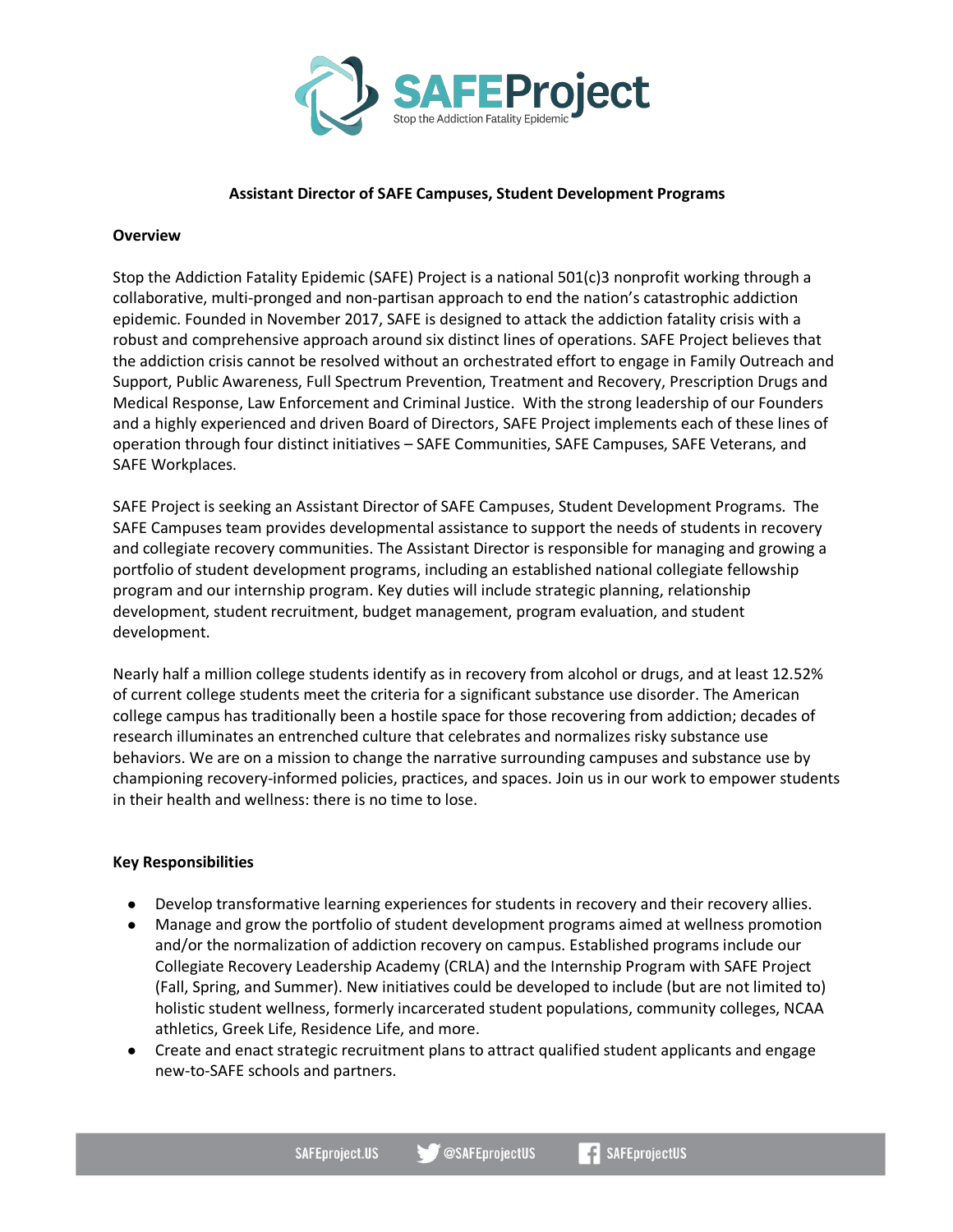# SAFEProject

Stop the Addiction Fatality Epidemic

**Assistant Director of SAFE Campuses, Student Development Programs**

**Overview**

Stop the Addiction Fatality Epidemic (SAFE) Project is a national 501(c)3 nonprofit working through a collaborative, multi-pronged and non-partisan approach to end the nation's catastrophic addiction epidemic. Founded in November 2017, SAFE is designed to attack the addiction fatality crisis with a robust and comprehensive approach around six distinct lines of operations. SAFE Project believes that the addiction crisis cannot be resolved without an orchestrated effort to engage in Family Outreach and Support, Public Awareness, Full Spectrum Prevention, Treatment and Recovery, Prescription Drugs and Medical Response, Law Enforcement and Criminal Justice. With the strong leadership of our Founders and a highly experienced and driven Board of Directors, SAFE Project implements each of these lines of operation through four distinct initiatives – SAFE Communities, SAFE Campuses, SAFE Veterans, and SAFE Workplaces.

SAFE Project is seeking an Assistant Director of SAFE Campuses, Student Development Programs. The SAFE Campuses team provides developmental assistance to support the needs of students in recovery and collegiate recovery communities. The Assistant Director is responsible for managing and growing a portfolio of student development programs, including an established national collegiate fellowship program and our internship program. Key duties will include strategic planning, relationship development, student recruitment, budget management, program evaluation, and student development.

Nearly half a million college students identify as in recovery from alcohol or drugs, and at least 12.52% of current college students meet the criteria for a significant substance use disorder. The American college campus has traditionally been a hostile space for those recovering from addiction; decades of research illuminates an entrenched culture that celebrates and normalizes risky substance use behaviors. We are on a mission to change the narrative surrounding campuses and substance use by championing recovery-informed policies, practices, and spaces. Join us in our work to empower students in their health and wellness: there is no time to lose.

**Key Responsibilities**

- Develop transformative learning experiences for students in recovery and their recovery allies.
- Manage and grow the portfolio of student development programs aimed at wellness promotion and/or the normalization of addiction recovery on campus. Established programs include our Collegiate Recovery Leadership Academy (CRLA) and the Internship Program with SAFE Project (Fall, Spring, and Summer). New initiatives could be developed to include (but are not limited to) holistic student wellness, formerly incarcerated student populations, community colleges, NCAA athletics, Greek Life, Residence Life, and more.
- Create and enact strategic recruitment plans to attract qualified student applicants and engage new-to-SAFE schools and partners.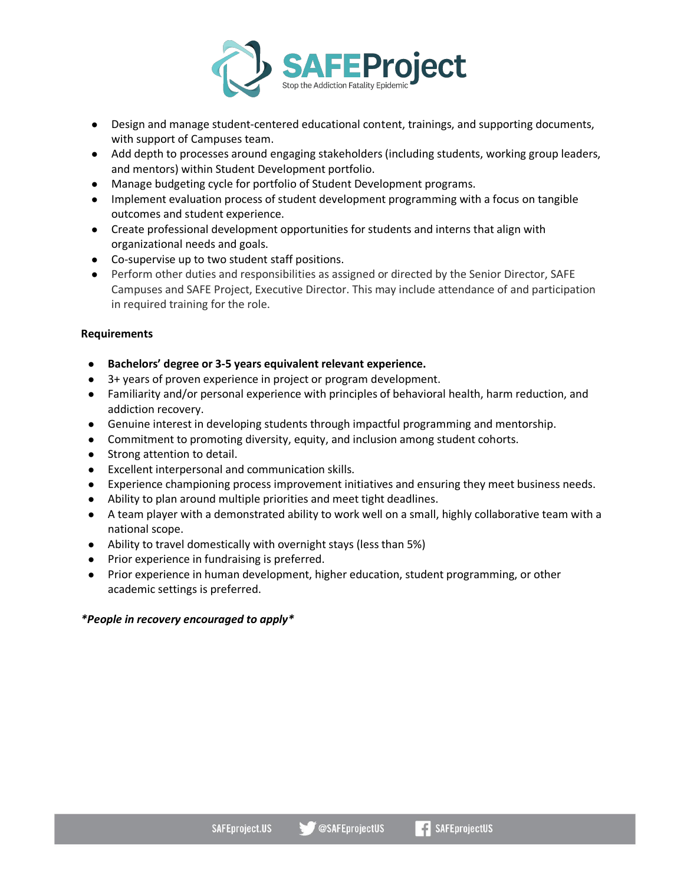- Design and manage student-centered educational content, trainings, and supporting documents, with support of Campuses team.
- Add depth to processes around engaging stakeholders (including students, working group leaders, and mentors) within Student Development portfolio.
- Manage budgeting cycle for portfolio of Student Development programs.
- Implement evaluation process of student development programming with a focus on tangible outcomes and student experience.
- Create professional development opportunities for students and interns that align with organizational needs and goals.
- Co-supervise up to two student staff positions.
- Perform other duties and responsibilities as assigned or directed by the Senior Director, SAFE Campuses and SAFE Project, Executive Director. This may include attendance of and participation in required training for the role.

**Requirements**

- **Bachelors' degree or 3-5 years equivalent relevant experience.**
- 3+ years of proven experience in project or program development.
- Familiarity and/or personal experience with principles of behavioral health, harm reduction, and addiction recovery.
- Genuine interest in developing students through impactful programming and mentorship.
- Commitment to promoting diversity, equity, and inclusion among student cohorts.
- Strong attention to detail.
- Excellent interpersonal and communication skills.
- Experience championing process improvement initiatives and ensuring they meet business needs.
- Ability to plan around multiple priorities and meet tight deadlines.
- A team player with a demonstrated ability to work well on a small, highly collaborative team with a national scope.
- Ability to travel domestically with overnight stays (less than 5%)
- Prior experience in fundraising is preferred.
- Prior experience in human development, higher education, student programming, or other academic settings is preferred.

***People in recovery encouraged to apply***